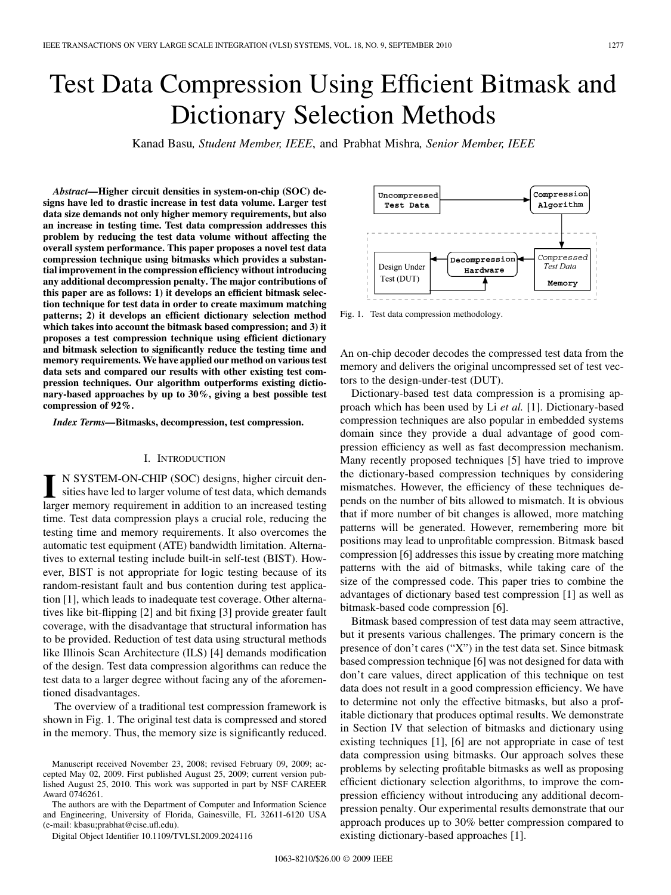# Test Data Compression Using Efficient Bitmask and Dictionary Selection Methods

Kanad Basu, *Student Member, IEEE*, and Prabhat Mishra, *Senior Member, IEEE*

***Abstract*—Higher circuit densities in system-on-chip (SOC) designs have led to drastic increase in test data volume. Larger test data size demands not only higher memory requirements, but also an increase in testing time. Test data compression addresses this problem by reducing the test data volume without affecting the overall system performance. This paper proposes a novel test data compression technique using bitmasks which provides a substantial improvement in the compression efficiency without introducing any additional decompression penalty. The major contributions of this paper are as follows: 1) it develops an efficient bitmask selection technique for test data in order to create maximum matching patterns; 2) it develops an efficient dictionary selection method which takes into account the bitmask based compression; and 3) it proposes a test compression technique using efficient dictionary and bitmask selection to significantly reduce the testing time and memory requirements. We have applied our method on various test data sets and compared our results with other existing test compression techniques. Our algorithm outperforms existing dictionary-based approaches by up to 30%, giving a best possible test compression of 92%.**

***Index Terms*—Bitmasks, decompression, test compression.**

## I. Introduction

In system-on-chip (SOC) designs, higher circuit densities have led to larger volume of test data, which demands larger memory requirement in addition to an increased testing time. Test data compression plays a crucial role, reducing the testing time and memory requirements. It also overcomes the automatic test equipment (ATE) bandwidth limitation. Alternatives to external testing include built-in self-test (BIST). However, BIST is not appropriate for logic testing because of its random-resistant fault and bus contention during test application [1], which leads to inadequate test coverage. Other alternatives like bit-flipping [2] and bit fixing [3] provide greater fault coverage, with the disadvantage that structural information has to be provided. Reduction of test data using structural methods like Illinois Scan Architecture (ILS) [4] demands modification of the design. Test data compression algorithms can reduce the test data to a larger degree without facing any of the aforementioned disadvantages.

The overview of a traditional test compression framework is shown in Fig. 1. The original test data is compressed and stored in the memory. Thus, the memory size is significantly reduced. An on-chip decoder decodes the compressed test data from the memory and delivers the original uncompressed set of test vectors to the design-under-test (DUT).

Uncompressed Test Data → Compression Algorithm → Compressed Test Data (Memory) → Decompression Hardware → Design Under Test (DUT)

Fig. 1. Test data compression methodology.

Dictionary-based test data compression is a promising approach which has been used by Li *et al.* [1]. Dictionary-based compression techniques are also popular in embedded systems domain since they provide a dual advantage of good compression efficiency as well as fast decompression mechanism. Many recently proposed techniques [5] have tried to improve the dictionary-based compression techniques by considering mismatches. However, the efficiency of these techniques depends on the number of bits allowed to mismatch. It is obvious that if more number of bit changes is allowed, more matching patterns will be generated. However, remembering more bit positions may lead to unprofitable compression. Bitmask based compression [6] addresses this issue by creating more matching patterns with the aid of bitmasks, while taking care of the size of the compressed code. This paper tries to combine the advantages of dictionary based test compression [1] as well as bitmask-based code compression [6].

Bitmask based compression of test data may seem attractive, but it presents various challenges. The primary concern is the presence of don't cares ("X") in the test data set. Since bitmask based compression technique [6] was not designed for data with don't care values, direct application of this technique on test data does not result in a good compression efficiency. We have to determine not only the effective bitmasks, but also a profitable dictionary that produces optimal results. We demonstrate in Section IV that selection of bitmasks and dictionary using existing techniques [1], [6] are not appropriate in case of test data compression using bitmasks. Our approach solves these problems by selecting profitable bitmasks as well as proposing efficient dictionary selection algorithms, to improve the compression efficiency without introducing any additional decompression penalty. Our experimental results demonstrate that our approach produces up to 30% better compression compared to existing dictionary-based approaches [1].

Manuscript received November 23, 2008; revised February 09, 2009; accepted May 02, 2009. First published August 25, 2009; current version published August 25, 2010. This work was supported in part by NSF CAREER Award 0746261.

The authors are with the Department of Computer and Information Science and Engineering, University of Florida, Gainesville, FL 32611-6120 USA (e-mail: kbasu;prabhat@cise.ufl.edu).

Digital Object Identifier 10.1109/TVLSI.2009.2024116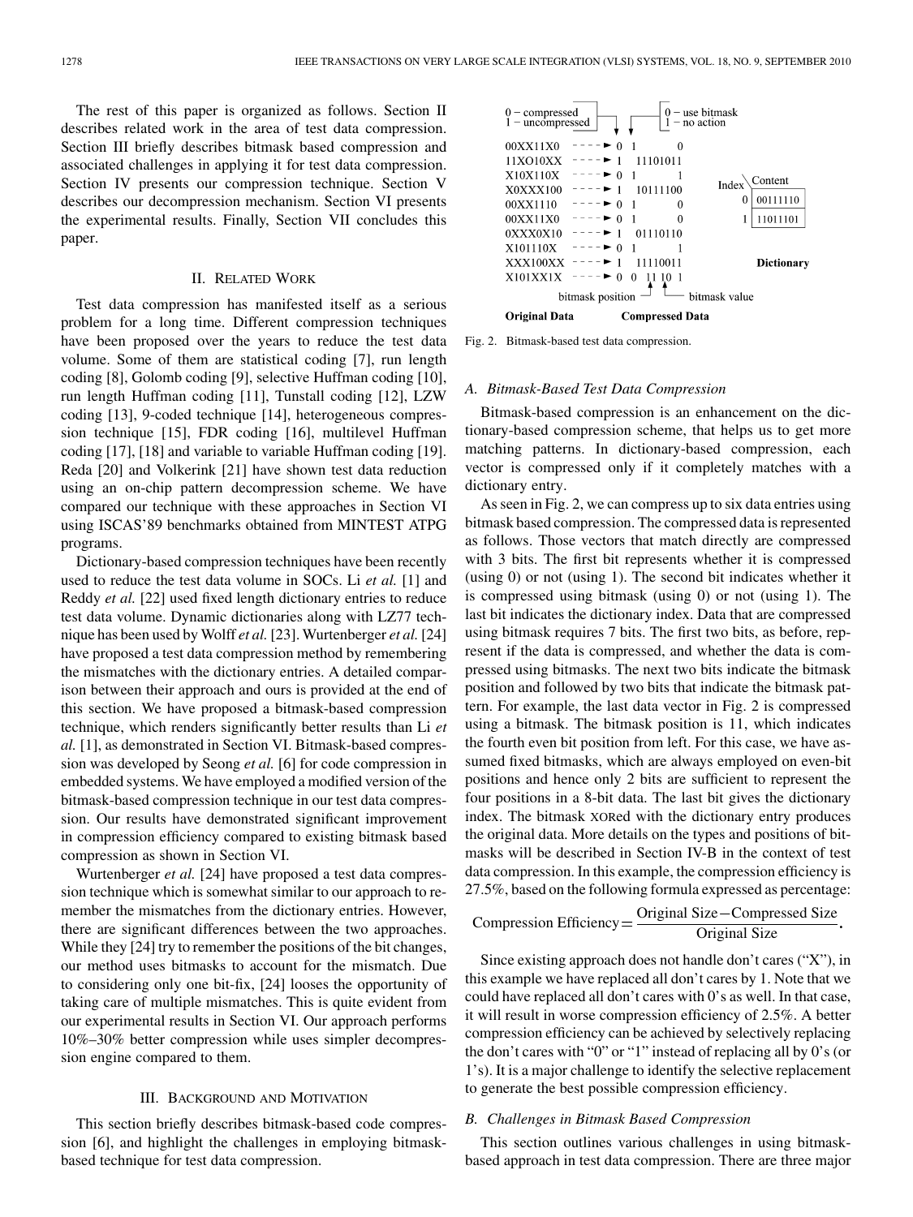The rest of this paper is organized as follows. Section II describes related work in the area of test data compression. Section III briefly describes bitmask based compression and associated challenges in applying it for test data compression. Section IV presents our compression technique. Section V describes our decompression mechanism. Section VI presents the experimental results. Finally, Section VII concludes this paper.

## II. Related Work

Test data compression has manifested itself as a serious problem for a long time. Different compression techniques have been proposed over the years to reduce the test data volume. Some of them are statistical coding [7], run length coding [8], Golomb coding [9], selective Huffman coding [10], run length Huffman coding [11], Tunstall coding [12], LZW coding [13], 9-coded technique [14], heterogeneous compression technique [15], FDR coding [16], multilevel Huffman coding [17], [18] and variable to variable Huffman coding [19]. Reda [20] and Volkerink [21] have shown test data reduction using an on-chip pattern decompression scheme. We have compared our technique with these approaches in Section VI using ISCAS'89 benchmarks obtained from MINTEST ATPG programs.

Dictionary-based compression techniques have been recently used to reduce the test data volume in SOCs. Li *et al.* [1] and Reddy *et al.* [22] used fixed length dictionary entries to reduce test data volume. Dynamic dictionaries along with LZ77 technique has been used by Wolff *et al.* [23]. Wurtenberger *et al.* [24] have proposed a test data compression method by remembering the mismatches with the dictionary entries. A detailed comparison between their approach and ours is provided at the end of this section. We have proposed a bitmask-based compression technique, which renders significantly better results than Li *et al.* [1], as demonstrated in Section VI. Bitmask-based compression was developed by Seong *et al.* [6] for code compression in embedded systems. We have employed a modified version of the bitmask-based compression technique in our test data compression. Our results have demonstrated significant improvement in compression efficiency compared to existing bitmask based compression as shown in Section VI.

Wurtenberger *et al.* [24] have proposed a test data compression technique which is somewhat similar to our approach to remember the mismatches from the dictionary entries. However, there are significant differences between the two approaches. While they [24] try to remember the positions of the bit changes, our method uses bitmasks to account for the mismatch. Due to considering only one bit-fix, [24] looses the opportunity of taking care of multiple mismatches. This is quite evident from our experimental results in Section VI. Our approach performs 10%–30% better compression while uses simpler decompression engine compared to them.

## III. Background and Motivation

This section briefly describes bitmask-based code compression [6], and highlight the challenges in employing bitmask-based technique for test data compression.

| Original Data | Compressed Data |
|---|---|
| 00XX11X0 | 0 1 0 |
| 11XO10XX | 1 11101011 |
| X10X110X | 0 1 1 |
| X0XXX100 | 1 10111100 |
| 00XX1110 | 0 1 0 |
| 00XX11X0 | 0 1 0 |
| 0XXX0X10 | 1 01110110 |
| X101110X | 0 1 1 |
| XXX100XX | 1 11110011 |
| X101XX1X | 0 0 11 10 1 |

(0 – compressed, 1 – uncompressed; 0 – use bitmask, 1 – no action; bitmask position; bitmask value)

Dictionary:

| Index | Content |
|---|---|
| 0 | 00111110 |
| 1 | 11011101 |

Fig. 2. Bitmask-based test data compression.

### A. Bitmask-Based Test Data Compression

Bitmask-based compression is an enhancement on the dictionary-based compression scheme, that helps us to get more matching patterns. In dictionary-based compression, each vector is compressed only if it completely matches with a dictionary entry.

As seen in Fig. 2, we can compress up to six data entries using bitmask based compression. The compressed data is represented as follows. Those vectors that match directly are compressed with 3 bits. The first bit represents whether it is compressed (using 0) or not (using 1). The second bit indicates whether it is compressed using bitmask (using 0) or not (using 1). The last bit indicates the dictionary index. Data that are compressed using bitmask requires 7 bits. The first two bits, as before, represent if the data is compressed, and whether the data is compressed using bitmasks. The next two bits indicate the bitmask position and followed by two bits that indicate the bitmask pattern. For example, the last data vector in Fig. 2 is compressed using a bitmask. The bitmask position is 11, which indicates the fourth even bit position from left. For this case, we have assumed fixed bitmasks, which are always employed on even-bit positions and hence only 2 bits are sufficient to represent the four positions in a 8-bit data. The last bit gives the dictionary index. The bitmask XORed with the dictionary entry produces the original data. More details on the types and positions of bitmasks will be described in Section IV-B in the context of test data compression. In this example, the compression efficiency is 27.5%, based on the following formula expressed as percentage:

$$\text{Compression Efficiency} = \frac{\text{Original Size} - \text{Compressed Size}}{\text{Original Size}}.$$

Since existing approach does not handle don't cares ("X"), in this example we have replaced all don't cares by 1. Note that we could have replaced all don't cares with 0's as well. In that case, it will result in worse compression efficiency of 2.5%. A better compression efficiency can be achieved by selectively replacing the don't cares with "0" or "1" instead of replacing all by 0's (or 1's). It is a major challenge to identify the selective replacement to generate the best possible compression efficiency.

### B. Challenges in Bitmask Based Compression

This section outlines various challenges in using bitmask-based approach in test data compression. There are three major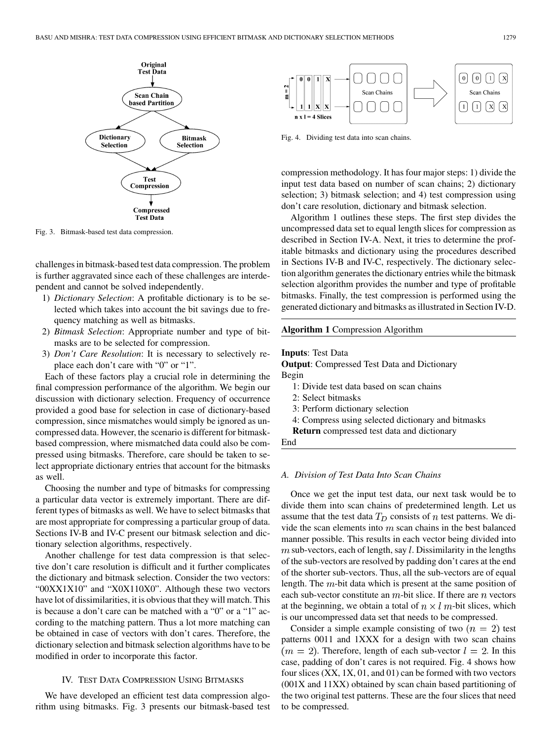Fig. 3. Bitmask-based test data compression.

challenges in bitmask-based test data compression. The problem is further aggravated since each of these challenges are interdependent and cannot be solved independently.

1) *Dictionary Selection*: A profitable dictionary is to be selected which takes into account the bit savings due to frequency matching as well as bitmasks.
2) *Bitmask Selection*: Appropriate number and type of bitmasks are to be selected for compression.
3) *Don't Care Resolution*: It is necessary to selectively replace each don't care with "0" or "1".

Each of these factors play a crucial role in determining the final compression performance of the algorithm. We begin our discussion with dictionary selection. Frequency of occurrence provided a good base for selection in case of dictionary-based compression, since mismatches would simply be ignored as uncompressed data. However, the scenario is different for bitmask-based compression, where mismatched data could also be compressed using bitmasks. Therefore, care should be taken to select appropriate dictionary entries that account for the bitmasks as well.

Choosing the number and type of bitmasks for compressing a particular data vector is extremely important. There are different types of bitmasks as well. We have to select bitmasks that are most appropriate for compressing a particular group of data. Sections IV-B and IV-C present our bitmask selection and dictionary selection algorithms, respectively.

Another challenge for test data compression is that selective don't care resolution is difficult and it further complicates the dictionary and bitmask selection. Consider the two vectors: "00XX1X10" and "X0X110X0". Although these two vectors have lot of dissimilarities, it is obvious that they will match. This is because a don't care can be matched with a "0" or a "1" according to the matching pattern. Thus a lot more matching can be obtained in case of vectors with don't cares. Therefore, the dictionary selection and bitmask selection algorithms have to be modified in order to incorporate this factor.

## IV. Test Data Compression Using Bitmasks

We have developed an efficient test data compression algorithm using bitmasks. Fig. 3 presents our bitmask-based test compression methodology. It has four major steps: 1) divide the input test data based on number of scan chains; 2) dictionary selection; 3) bitmask selection; and 4) test compression using don't care resolution, dictionary and bitmask selection.

Fig. 4. Dividing test data into scan chains.

Algorithm 1 outlines these steps. The first step divides the uncompressed data set to equal length slices for compression as described in Section IV-A. Next, it tries to determine the profitable bitmasks and dictionary using the procedures described in Sections IV-B and IV-C, respectively. The dictionary selection algorithm generates the dictionary entries while the bitmask selection algorithm provides the number and type of profitable bitmasks. Finally, the test compression is performed using the generated dictionary and bitmasks as illustrated in Section IV-D.

**Algorithm 1** Compression Algorithm

**Inputs**: Test Data
**Output**: Compressed Test Data and Dictionary
Begin
  1: Divide test data based on scan chains
  2: Select bitmasks
  3: Perform dictionary selection
  4: Compress using selected dictionary and bitmasks
  **Return** compressed test data and dictionary
End

### A. *Division of Test Data Into Scan Chains*

Once we get the input test data, our next task would be to divide them into scan chains of predetermined length. Let us assume that the test data $T_D$ consists of $n$ test patterns. We divide the scan elements into $m$ scan chains in the best balanced manner possible. This results in each vector being divided into $m$ sub-vectors, each of length, say $l$. Dissimilarity in the lengths of the sub-vectors are resolved by padding don't cares at the end of the shorter sub-vectors. Thus, all the sub-vectors are of equal length. The $m$-bit data which is present at the same position of each sub-vector constitute an $m$-bit slice. If there are $n$ vectors at the beginning, we obtain a total of $n \times l$ $m$-bit slices, which is our uncompressed data set that needs to be compressed.

Consider a simple example consisting of two $(n = 2)$ test patterns 0011 and 1XXX for a design with two scan chains $(m = 2)$. Therefore, length of each sub-vector $l = 2$. In this case, padding of don't cares is not required. Fig. 4 shows how four slices (XX, 1X, 01, and 01) can be formed with two vectors (001X and 11XX) obtained by scan chain based partitioning of the two original test patterns. These are the four slices that need to be compressed.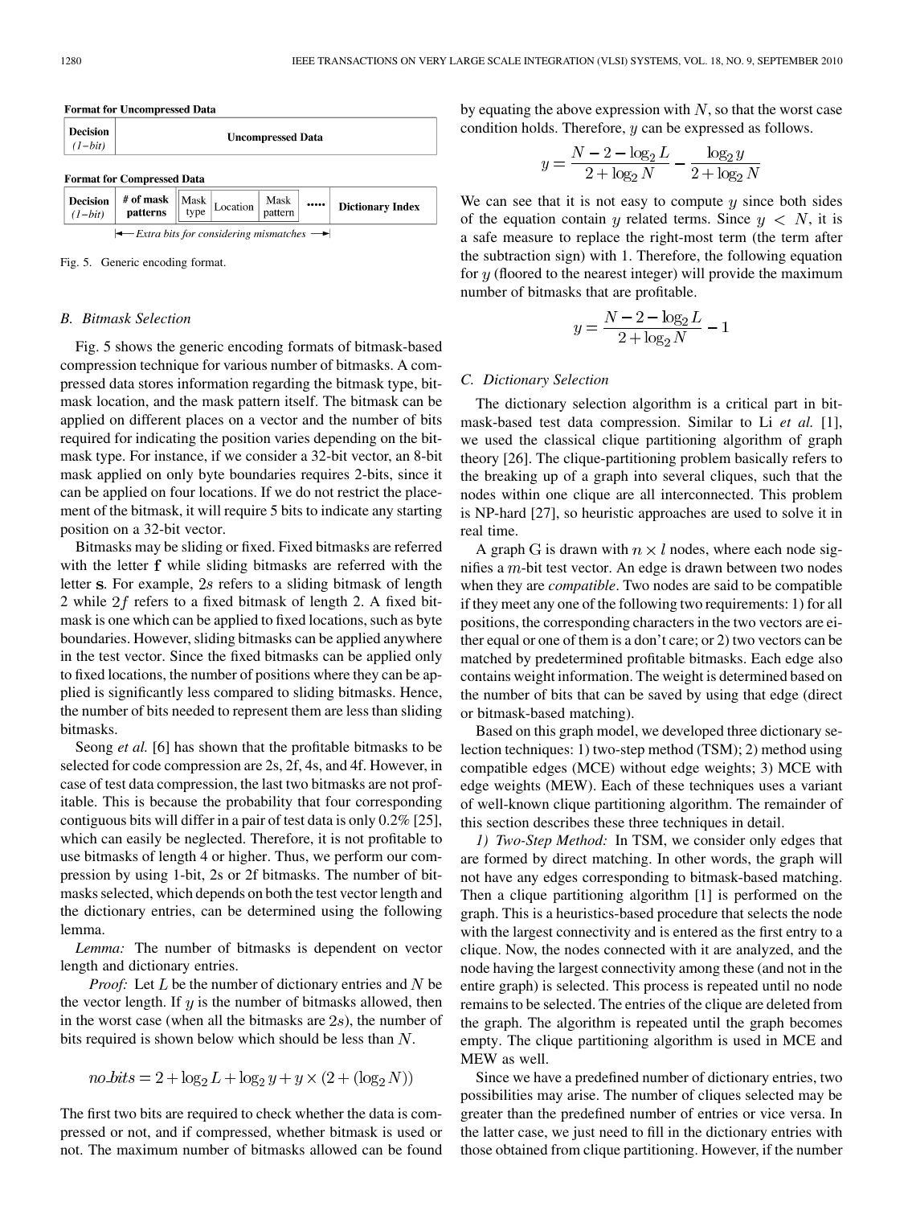**Format for Uncompressed Data**

| Decision (1−bit) | Uncompressed Data |
|---|---|

**Format for Compressed Data**

| Decision (1−bit) | # of mask patterns | Mask type | Location | Mask pattern | ..... | Dictionary Index |
|---|---|---|---|---|---|---|

← Extra bits for considering mismatches →

Fig. 5. Generic encoding format.

### B. Bitmask Selection

Fig. 5 shows the generic encoding formats of bitmask-based compression technique for various number of bitmasks. A compressed data stores information regarding the bitmask type, bitmask location, and the mask pattern itself. The bitmask can be applied on different places on a vector and the number of bits required for indicating the position varies depending on the bitmask type. For instance, if we consider a 32-bit vector, an 8-bit mask applied on only byte boundaries requires 2-bits, since it can be applied on four locations. If we do not restrict the placement of the bitmask, it will require 5 bits to indicate any starting position on a 32-bit vector.

Bitmasks may be sliding or fixed. Fixed bitmasks are referred with the letter **f** while sliding bitmasks are referred with the letter **s**. For example, $2s$ refers to a sliding bitmask of length 2 while $2f$ refers to a fixed bitmask of length 2. A fixed bitmask is one which can be applied to fixed locations, such as byte boundaries. However, sliding bitmasks can be applied anywhere in the test vector. Since the fixed bitmasks can be applied only to fixed locations, the number of positions where they can be applied is significantly less compared to sliding bitmasks. Hence, the number of bits needed to represent them are less than sliding bitmasks.

Seong *et al.* [6] has shown that the profitable bitmasks to be selected for code compression are 2s, 2f, 4s, and 4f. However, in case of test data compression, the last two bitmasks are not profitable. This is because the probability that four corresponding contiguous bits will differ in a pair of test data is only 0.2% [25], which can easily be neglected. Therefore, it is not profitable to use bitmasks of length 4 or higher. Thus, we perform our compression by using 1-bit, 2s or 2f bitmasks. The number of bitmasks selected, which depends on both the test vector length and the dictionary entries, can be determined using the following lemma.

*Lemma:* The number of bitmasks is dependent on vector length and dictionary entries.

*Proof:* Let $L$ be the number of dictionary entries and $N$ be the vector length. If $y$ is the number of bitmasks allowed, then in the worst case (when all the bitmasks are $2s$), the number of bits required is shown below which should be less than $N$.

$$no\_bits = 2 + \log_2 L + \log_2 y + y \times (2 + (\log_2 N))$$

The first two bits are required to check whether the data is compressed or not, and if compressed, whether bitmask is used or not. The maximum number of bitmasks allowed can be found by equating the above expression with $N$, so that the worst case condition holds. Therefore, $y$ can be expressed as follows.

$$y = \frac{N - 2 - \log_2 L}{2 + \log_2 N} - \frac{\log_2 y}{2 + \log_2 N}$$

We can see that it is not easy to compute $y$ since both sides of the equation contain $y$ related terms. Since $y < N$, it is a safe measure to replace the right-most term (the term after the subtraction sign) with 1. Therefore, the following equation for $y$ (floored to the nearest integer) will provide the maximum number of bitmasks that are profitable.

$$y = \frac{N - 2 - \log_2 L}{2 + \log_2 N} - 1$$

### C. Dictionary Selection

The dictionary selection algorithm is a critical part in bitmask-based test data compression. Similar to Li *et al.* [1], we used the classical clique partitioning algorithm of graph theory [26]. The clique-partitioning problem basically refers to the breaking up of a graph into several cliques, such that the nodes within one clique are all interconnected. This problem is NP-hard [27], so heuristic approaches are used to solve it in real time.

A graph G is drawn with $n \times l$ nodes, where each node signifies a $m$-bit test vector. An edge is drawn between two nodes when they are *compatible*. Two nodes are said to be compatible if they meet any one of the following two requirements: 1) for all positions, the corresponding characters in the two vectors are either equal or one of them is a don't care; or 2) two vectors can be matched by predetermined profitable bitmasks. Each edge also contains weight information. The weight is determined based on the number of bits that can be saved by using that edge (direct or bitmask-based matching).

Based on this graph model, we developed three dictionary selection techniques: 1) two-step method (TSM); 2) method using compatible edges (MCE) without edge weights; 3) MCE with edge weights (MEW). Each of these techniques uses a variant of well-known clique partitioning algorithm. The remainder of this section describes these three techniques in detail.

*1) Two-Step Method:* In TSM, we consider only edges that are formed by direct matching. In other words, the graph will not have any edges corresponding to bitmask-based matching. Then a clique partitioning algorithm [1] is performed on the graph. This is a heuristics-based procedure that selects the node with the largest connectivity and is entered as the first entry to a clique. Now, the nodes connected with it are analyzed, and the node having the largest connectivity among these (and not in the entire graph) is selected. This process is repeated until no node remains to be selected. The entries of the clique are deleted from the graph. The algorithm is repeated until the graph becomes empty. The clique partitioning algorithm is used in MCE and MEW as well.

Since we have a predefined number of dictionary entries, two possibilities may arise. The number of cliques selected may be greater than the predefined number of entries or vice versa. In the latter case, we just need to fill in the dictionary entries with those obtained from clique partitioning. However, if the number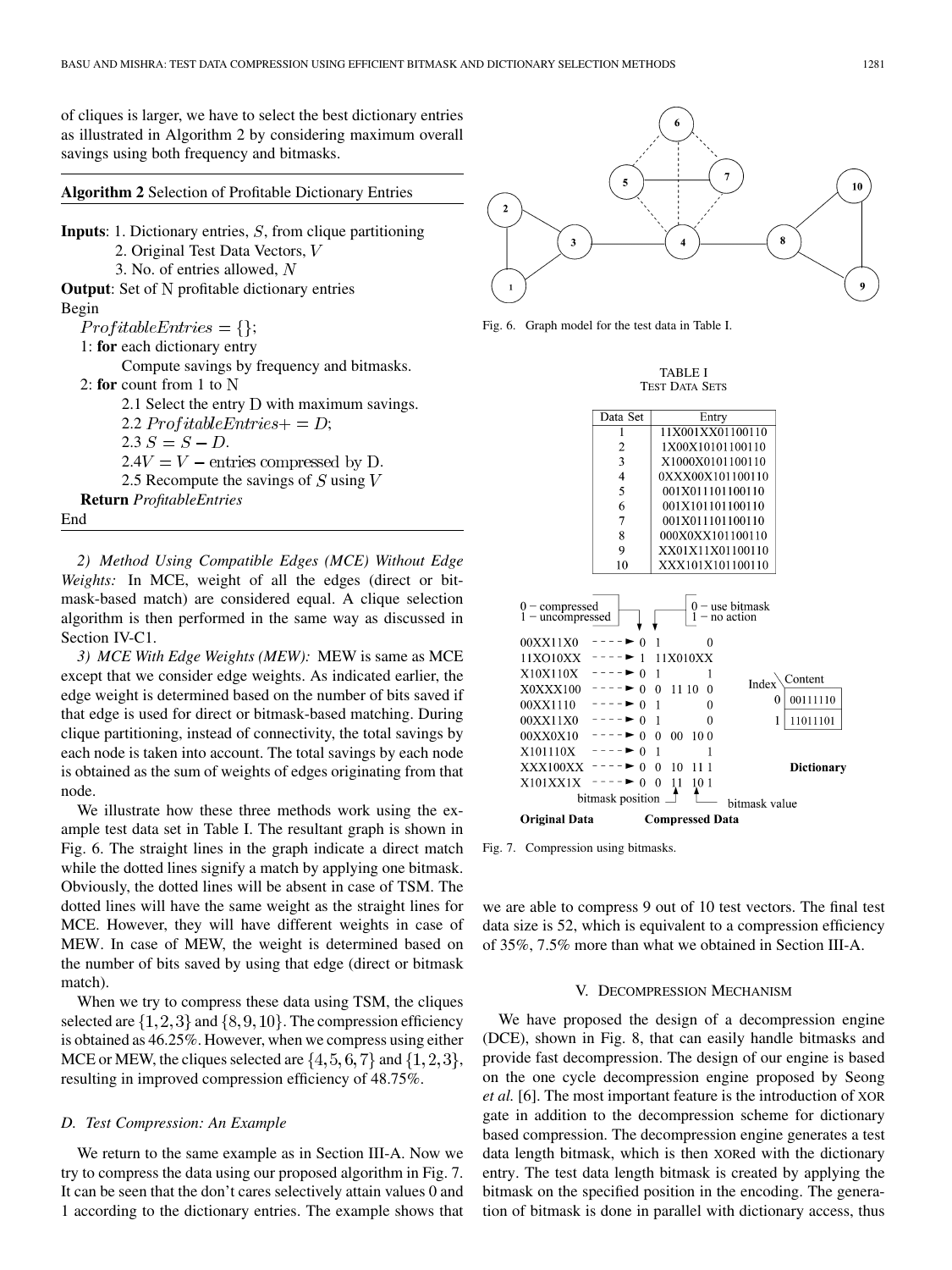of cliques is larger, we have to select the best dictionary entries as illustrated in Algorithm 2 by considering maximum overall savings using both frequency and bitmasks.

**Algorithm 2** Selection of Profitable Dictionary Entries

**Inputs**: 1. Dictionary entries, $S$, from clique partitioning
2. Original Test Data Vectors, $V$
3. No. of entries allowed, $N$

**Output**: Set of N profitable dictionary entries

Begin
$ProfitableEntries = \{\}$;
1: **for** each dictionary entry
Compute savings by frequency and bitmasks.
2: **for** count from 1 to N
2.1 Select the entry D with maximum savings.
2.2 $ProfitableEntries+ = D$;
2.3 $S = S - D$.
2.4 $V = V -$ entries compressed by D.
2.5 Recompute the savings of $S$ using $V$
**Return** *ProfitableEntries*
End

*2) Method Using Compatible Edges (MCE) Without Edge Weights:* In MCE, weight of all the edges (direct or bitmask-based match) are considered equal. A clique selection algorithm is then performed in the same way as discussed in Section IV-C1.

*3) MCE With Edge Weights (MEW):* MEW is same as MCE except that we consider edge weights. As indicated earlier, the edge weight is determined based on the number of bits saved if that edge is used for direct or bitmask-based matching. During clique partitioning, instead of connectivity, the total savings by each node is taken into account. The total savings by each node is obtained as the sum of weights of edges originating from that node.

We illustrate how these three methods work using the example test data set in Table I. The resultant graph is shown in Fig. 6. The straight lines in the graph indicate a direct match while the dotted lines signify a match by applying one bitmask. Obviously, the dotted lines will be absent in case of TSM. The dotted lines will have the same weight as the straight lines for MCE. However, they will have different weights in case of MEW. In case of MEW, the weight is determined based on the number of bits saved by using that edge (direct or bitmask match).

When we try to compress these data using TSM, the cliques selected are $\{1, 2, 3\}$ and $\{8, 9, 10\}$. The compression efficiency is obtained as 46.25%. However, when we compress using either MCE or MEW, the cliques selected are $\{4, 5, 6, 7\}$ and $\{1, 2, 3\}$, resulting in improved compression efficiency of 48.75%.

### D. Test Compression: An Example

We return to the same example as in Section III-A. Now we try to compress the data using our proposed algorithm in Fig. 7. It can be seen that the don't cares selectively attain values 0 and 1 according to the dictionary entries. The example shows that we are able to compress 9 out of 10 test vectors. The final test data size is 52, which is equivalent to a compression efficiency of 35%, 7.5% more than what we obtained in Section III-A.

Fig. 6. Graph model for the test data in Table I.

TABLE I
TEST DATA SETS

| Data Set | Entry |
|---|---|
| 1 | 11X001XX01100110 |
| 2 | 1X00X10101100110 |
| 3 | X1000X0101100110 |
| 4 | 0XXX00X101100110 |
| 5 | 001X011101100110 |
| 6 | 001X101101100110 |
| 7 | 001X011101100110 |
| 8 | 000X0XX101100110 |
| 9 | XX01X11X01100110 |
| 10 | XXX101X101100110 |

Fig. 7. Compression using bitmasks.

## V. DECOMPRESSION MECHANISM

We have proposed the design of a decompression engine (DCE), shown in Fig. 8, that can easily handle bitmasks and provide fast decompression. The design of our engine is based on the one cycle decompression engine proposed by Seong *et al.* [6]. The most important feature is the introduction of XOR gate in addition to the decompression scheme for dictionary based compression. The decompression engine generates a test data length bitmask, which is then XORed with the dictionary entry. The test data length bitmask is created by applying the bitmask on the specified position in the encoding. The generation of bitmask is done in parallel with dictionary access, thus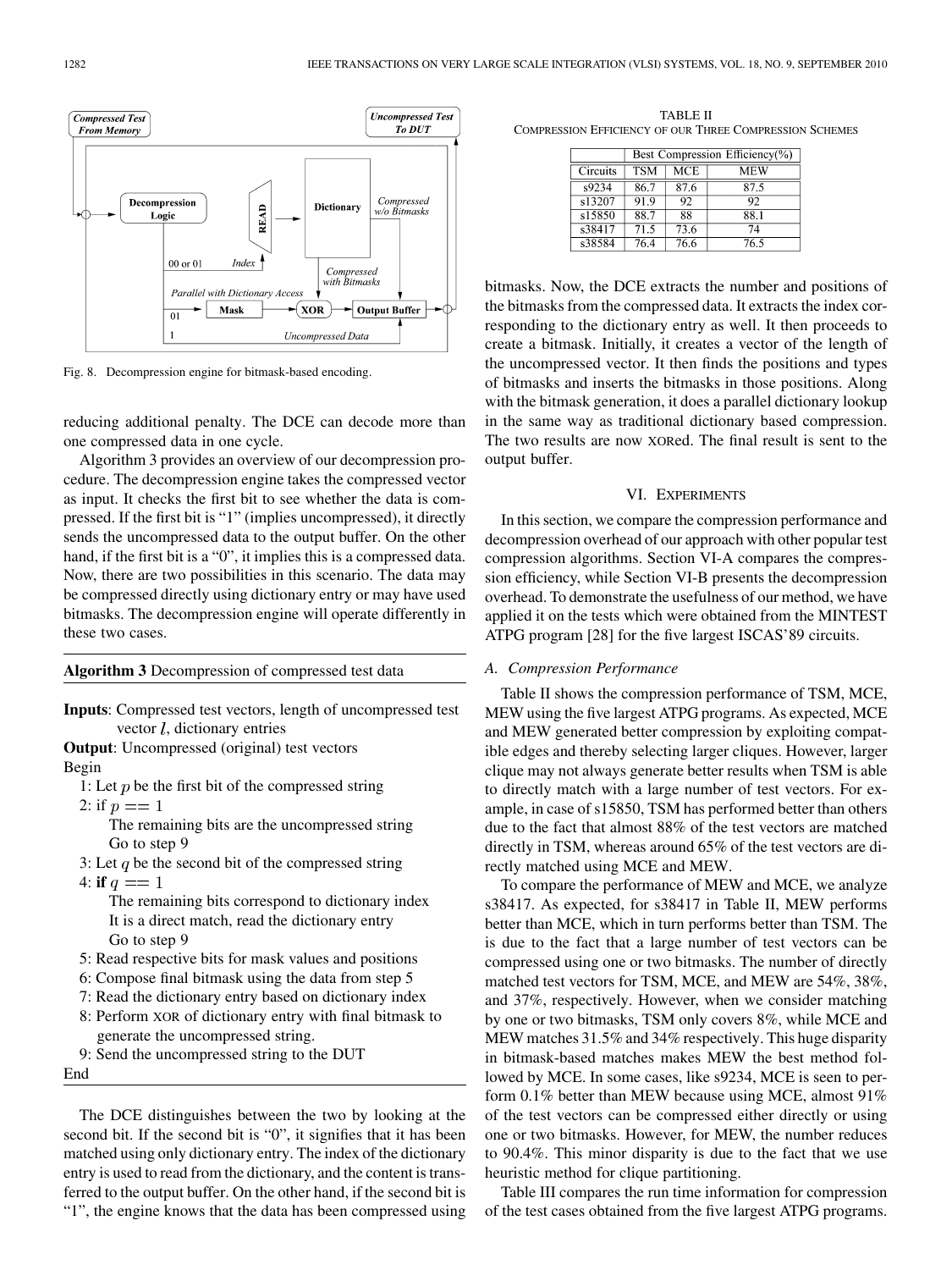Fig. 8. Decompression engine for bitmask-based encoding.

reducing additional penalty. The DCE can decode more than one compressed data in one cycle.

Algorithm 3 provides an overview of our decompression procedure. The decompression engine takes the compressed vector as input. It checks the first bit to see whether the data is compressed. If the first bit is "1" (implies uncompressed), it directly sends the uncompressed data to the output buffer. On the other hand, if the first bit is a "0", it implies this is a compressed data. Now, there are two possibilities in this scenario. The data may be compressed directly using dictionary entry or may have used bitmasks. The decompression engine will operate differently in these two cases.

---

**Algorithm 3** Decompression of compressed test data

---

**Inputs**: Compressed test vectors, length of uncompressed test vector $l$, dictionary entries

**Output**: Uncompressed (original) test vectors

Begin

1: Let $p$ be the first bit of the compressed string

2: if $p == 1$

The remaining bits are the uncompressed string

Go to step 9

3: Let $q$ be the second bit of the compressed string

4: **if** $q == 1$

The remaining bits correspond to dictionary index

It is a direct match, read the dictionary entry

Go to step 9

5: Read respective bits for mask values and positions

6: Compose final bitmask using the data from step 5

7: Read the dictionary entry based on dictionary index

8: Perform XOR of dictionary entry with final bitmask to generate the uncompressed string.

9: Send the uncompressed string to the DUT

End

---

The DCE distinguishes between the two by looking at the second bit. If the second bit is "0", it signifies that it has been matched using only dictionary entry. The index of the dictionary entry is used to read from the dictionary, and the content is transferred to the output buffer. On the other hand, if the second bit is "1", the engine knows that the data has been compressed using bitmasks. Now, the DCE extracts the number and positions of the bitmasks from the compressed data. It extracts the index corresponding to the dictionary entry as well. It then proceeds to create a bitmask. Initially, it creates a vector of the length of the uncompressed vector. It then finds the positions and types of bitmasks and inserts the bitmasks in those positions. Along with the bitmask generation, it does a parallel dictionary lookup in the same way as traditional dictionary based compression. The two results are now XORed. The final result is sent to the output buffer.

TABLE II
COMPRESSION EFFICIENCY OF OUR THREE COMPRESSION SCHEMES

| Circuits | Best Compression Efficiency(%) | | |
|---|---|---|---|
| | TSM | MCE | MEW |
| s9234 | 86.7 | 87.6 | 87.5 |
| s13207 | 91.9 | 92 | 92 |
| s15850 | 88.7 | 88 | 88.1 |
| s38417 | 71.5 | 73.6 | 74 |
| s38584 | 76.4 | 76.6 | 76.5 |

## VI. EXPERIMENTS

In this section, we compare the compression performance and decompression overhead of our approach with other popular test compression algorithms. Section VI-A compares the compression efficiency, while Section VI-B presents the decompression overhead. To demonstrate the usefulness of our method, we have applied it on the tests which were obtained from the MINTEST ATPG program [28] for the five largest ISCAS'89 circuits.

### *A. Compression Performance*

Table II shows the compression performance of TSM, MCE, MEW using the five largest ATPG programs. As expected, MCE and MEW generated better compression by exploiting compatible edges and thereby selecting larger cliques. However, larger clique may not always generate better results when TSM is able to directly match with a large number of test vectors. For example, in case of s15850, TSM has performed better than others due to the fact that almost 88% of the test vectors are matched directly in TSM, whereas around 65% of the test vectors are directly matched using MCE and MEW.

To compare the performance of MEW and MCE, we analyze s38417. As expected, for s38417 in Table II, MEW performs better than MCE, which in turn performs better than TSM. The is due to the fact that a large number of test vectors can be compressed using one or two bitmasks. The number of directly matched test vectors for TSM, MCE, and MEW are 54%, 38%, and 37%, respectively. However, when we consider matching by one or two bitmasks, TSM only covers 8%, while MCE and MEW matches 31.5% and 34% respectively. This huge disparity in bitmask-based matches makes MEW the best method followed by MCE. In some cases, like s9234, MCE is seen to perform 0.1% better than MEW because using MCE, almost 91% of the test vectors can be compressed either directly or using one or two bitmasks. However, for MEW, the number reduces to 90.4%. This minor disparity is due to the fact that we use heuristic method for clique partitioning.

Table III compares the run time information for compression of the test cases obtained from the five largest ATPG programs.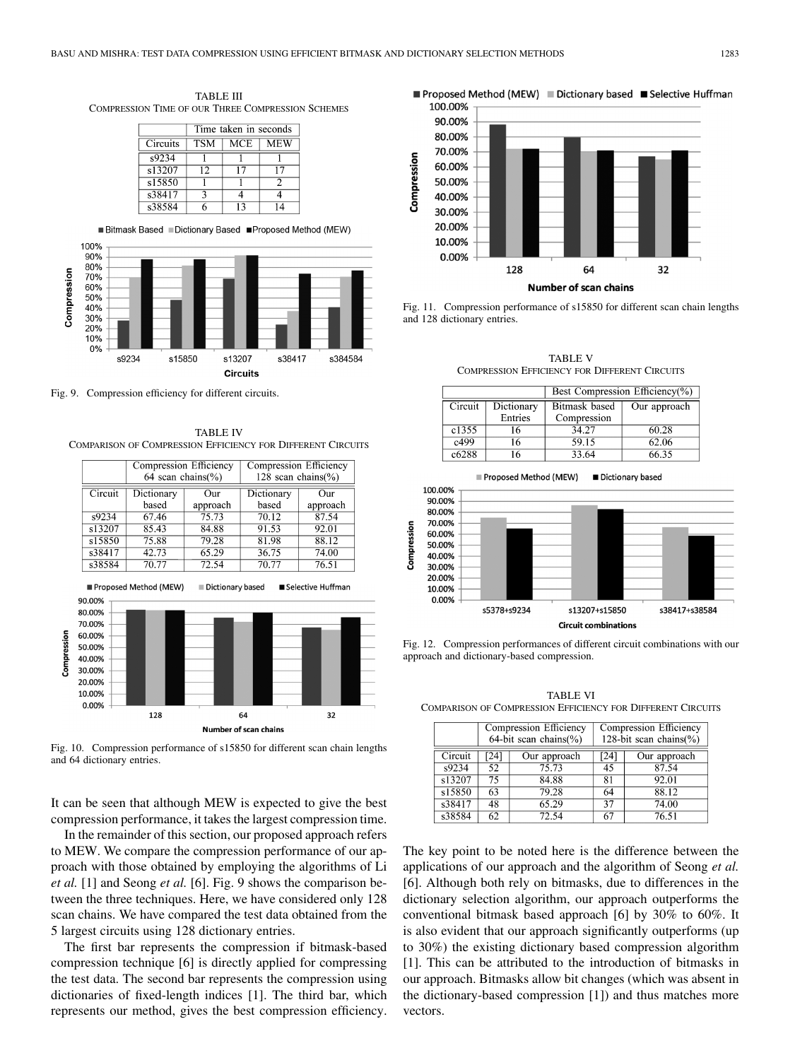TABLE III
COMPRESSION TIME OF OUR THREE COMPRESSION SCHEMES

| | Time taken in seconds | | |
|---|---|---|---|
| Circuits | TSM | MCE | MEW |
| s9234 | 1 | 1 | 1 |
| s13207 | 12 | 17 | 17 |
| s15850 | 1 | 1 | 2 |
| s38417 | 3 | 4 | 4 |
| s38584 | 6 | 13 | 14 |

Fig. 9. Compression efficiency for different circuits.

TABLE IV
COMPARISON OF COMPRESSION EFFICIENCY FOR DIFFERENT CIRCUITS

| | Compression Efficiency 64 scan chains(%) | | Compression Efficiency 128 scan chains(%) | |
|---|---|---|---|---|
| Circuit | Dictionary based | Our approach | Dictionary based | Our approach |
| s9234 | 67.46 | 75.73 | 70.12 | 87.54 |
| s13207 | 85.43 | 84.88 | 91.53 | 92.01 |
| s15850 | 75.88 | 79.28 | 81.98 | 88.12 |
| s38417 | 42.73 | 65.29 | 36.75 | 74.00 |
| s38584 | 70.77 | 72.54 | 70.77 | 76.51 |

Fig. 10. Compression performance of s15850 for different scan chain lengths and 64 dictionary entries.

It can be seen that although MEW is expected to give the best compression performance, it takes the largest compression time.

In the remainder of this section, our proposed approach refers to MEW. We compare the compression performance of our approach with those obtained by employing the algorithms of Li *et al.* [1] and Seong *et al.* [6]. Fig. 9 shows the comparison between the three techniques. Here, we have considered only 128 scan chains. We have compared the test data obtained from the 5 largest circuits using 128 dictionary entries.

The first bar represents the compression if bitmask-based compression technique [6] is directly applied for compressing the test data. The second bar represents the compression using dictionaries of fixed-length indices [1]. The third bar, which represents our method, gives the best compression efficiency.

Fig. 11. Compression performance of s15850 for different scan chain lengths and 128 dictionary entries.

TABLE V
COMPRESSION EFFICIENCY FOR DIFFERENT CIRCUITS

| | | Best Compression Efficiency(%) | |
|---|---|---|---|
| Circuit | Dictionary Entries | Bitmask based Compression | Our approach |
| c1355 | 16 | 34.27 | 60.28 |
| c499 | 16 | 59.15 | 62.06 |
| c6288 | 16 | 33.64 | 66.35 |

Fig. 12. Compression performances of different circuit combinations with our approach and dictionary-based compression.

TABLE VI
COMPARISON OF COMPRESSION EFFICIENCY FOR DIFFERENT CIRCUITS

| | Compression Efficiency 64-bit scan chains(%) | | Compression Efficiency 128-bit scan chains(%) | |
|---|---|---|---|---|
| Circuit | [24] | Our approach | [24] | Our approach |
| s9234 | 52 | 75.73 | 45 | 87.54 |
| s13207 | 75 | 84.88 | 81 | 92.01 |
| s15850 | 63 | 79.28 | 64 | 88.12 |
| s38417 | 48 | 65.29 | 37 | 74.00 |
| s38584 | 62 | 72.54 | 67 | 76.51 |

The key point to be noted here is the difference between the applications of our approach and the algorithm of Seong *et al.* [6]. Although both rely on bitmasks, due to differences in the dictionary selection algorithm, our approach outperforms the conventional bitmask based approach [6] by 30% to 60%. It is also evident that our approach significantly outperforms (up to 30%) the existing dictionary based compression algorithm [1]. This can be attributed to the introduction of bitmasks in our approach. Bitmasks allow bit changes (which was absent in the dictionary-based compression [1]) and thus matches more vectors.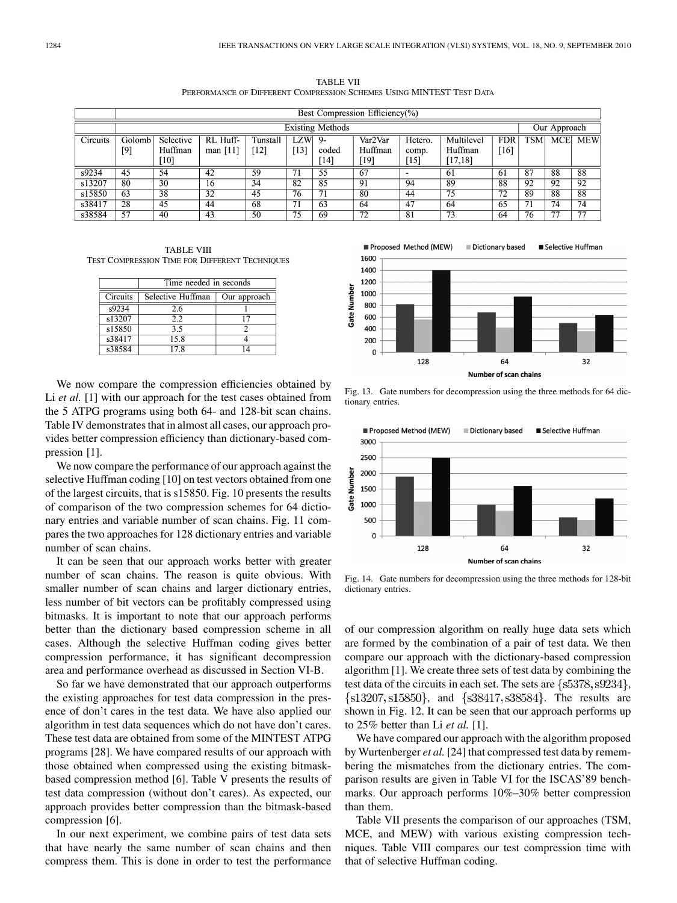TABLE VII
PERFORMANCE OF DIFFERENT COMPRESSION SCHEMES USING MINTEST TEST DATA

| | Best Compression Efficiency(%) | | | | | | | | | | | | |
|---|---|---|---|---|---|---|---|---|---|---|---|---|---|
| | Existing Methods | | | | | | | | | | Our Approach | | |
| Circuits | Golomb [9] | Selective Huffman [10] | RL Huffman [11] | Tunstall [12] | LZW [13] | 9-coded [14] | Var2Var Huffman [19] | Hetero. comp. [15] | Multilevel Huffman [17,18] | FDR [16] | TSM | MCE | MEW |
| s9234 | 45 | 54 | 42 | 59 | 71 | 55 | 67 | - | 61 | 61 | 87 | 88 | 88 |
| s13207 | 80 | 30 | 16 | 34 | 82 | 85 | 91 | 94 | 89 | 88 | 92 | 92 | 92 |
| s15850 | 63 | 38 | 32 | 45 | 76 | 71 | 80 | 44 | 75 | 72 | 89 | 88 | 88 |
| s38417 | 28 | 45 | 44 | 68 | 71 | 63 | 64 | 47 | 64 | 65 | 71 | 74 | 74 |
| s38584 | 57 | 40 | 43 | 50 | 75 | 69 | 72 | 81 | 73 | 64 | 76 | 77 | 77 |

TABLE VIII
TEST COMPRESSION TIME FOR DIFFERENT TECHNIQUES

| | Time needed in seconds | |
|---|---|---|
| Circuits | Selective Huffman | Our approach |
| s9234 | 2.6 | 1 |
| s13207 | 2.2 | 17 |
| s15850 | 3.5 | 2 |
| s38417 | 15.8 | 4 |
| s38584 | 17.8 | 14 |

We now compare the compression efficiencies obtained by Li *et al.* [1] with our approach for the test cases obtained from the 5 ATPG programs using both 64- and 128-bit scan chains. Table IV demonstrates that in almost all cases, our approach provides better compression efficiency than dictionary-based compression [1].

We now compare the performance of our approach against the selective Huffman coding [10] on test vectors obtained from one of the largest circuits, that is s15850. Fig. 10 presents the results of comparison of the two compression schemes for 64 dictionary entries and variable number of scan chains. Fig. 11 compares the two approaches for 128 dictionary entries and variable number of scan chains.

It can be seen that our approach works better with greater number of scan chains. The reason is quite obvious. With smaller number of scan chains and larger dictionary entries, less number of bit vectors can be profitably compressed using bitmasks. It is important to note that our approach performs better than the dictionary based compression scheme in all cases. Although the selective Huffman coding gives better compression performance, it has significant decompression area and performance overhead as discussed in Section VI-B.

So far we have demonstrated that our approach outperforms the existing approaches for test data compression in the presence of don't cares in the test data. We have also applied our algorithm in test data sequences which do not have don't cares. These test data are obtained from some of the MINTEST ATPG programs [28]. We have compared results of our approach with those obtained when compressed using the existing bitmask-based compression method [6]. Table V presents the results of test data compression (without don't cares). As expected, our approach provides better compression than the bitmask-based compression [6].

In our next experiment, we combine pairs of test data sets that have nearly the same number of scan chains and then compress them. This is done in order to test the performance

| Number of scan chains | Proposed Method (MEW) | Dictionary based | Selective Huffman |
|---|---|---|---|
| 128 | | | |
| 64 | | | |
| 32 | | | |

Fig. 13. Gate numbers for decompression using the three methods for 64 dictionary entries.

Fig. 14. Gate numbers for decompression using the three methods for 128-bit dictionary entries.

of our compression algorithm on really huge data sets which are formed by the combination of a pair of test data. We then compare our approach with the dictionary-based compression algorithm [1]. We create three sets of test data by combining the test data of the circuits in each set. The sets are $\{s5378, s9234\}$, $\{s13207, s15850\}$, and $\{s38417, s38584\}$. The results are shown in Fig. 12. It can be seen that our approach performs up to 25% better than Li *et al.* [1].

We have compared our approach with the algorithm proposed by Wurtenberger *et al.* [24] that compressed test data by remembering the mismatches from the dictionary entries. The comparison results are given in Table VI for the ISCAS'89 benchmarks. Our approach performs 10%–30% better compression than them.

Table VII presents the comparison of our approaches (TSM, MCE, and MEW) with various existing compression techniques. Table VIII compares our test compression time with that of selective Huffman coding.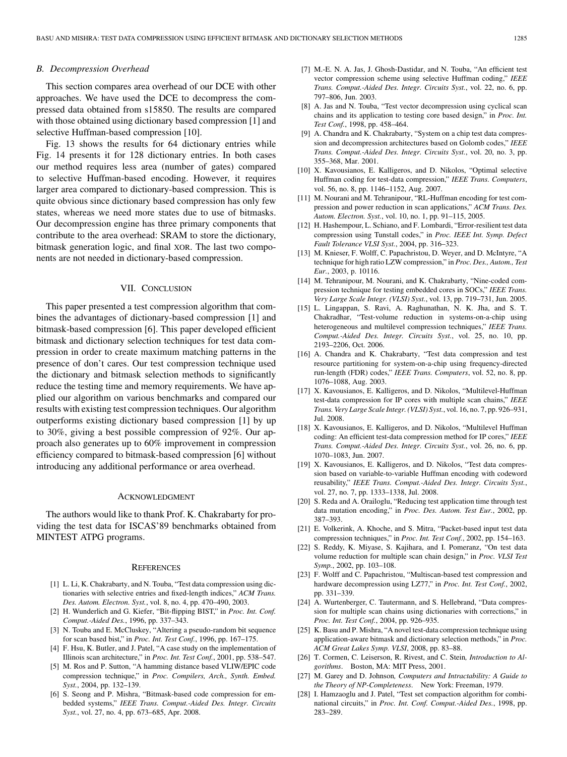### B. Decompression Overhead

This section compares area overhead of our DCE with other approaches. We have used the DCE to decompress the compressed data obtained from s15850. The results are compared with those obtained using dictionary based compression [1] and selective Huffman-based compression [10].

Fig. 13 shows the results for 64 dictionary entries while Fig. 14 presents it for 128 dictionary entries. In both cases our method requires less area (number of gates) compared to selective Huffman-based encoding. However, it requires larger area compared to dictionary-based compression. This is quite obvious since dictionary based compression has only few states, whereas we need more states due to use of bitmasks. Our decompression engine has three primary components that contribute to the area overhead: SRAM to store the dictionary, bitmask generation logic, and final XOR. The last two components are not needed in dictionary-based compression.

## VII. Conclusion

This paper presented a test compression algorithm that combines the advantages of dictionary-based compression [1] and bitmask-based compression [6]. This paper developed efficient bitmask and dictionary selection techniques for test data compression in order to create maximum matching patterns in the presence of don't cares. Our test compression technique used the dictionary and bitmask selection methods to significantly reduce the testing time and memory requirements. We have applied our algorithm on various benchmarks and compared our results with existing test compression techniques. Our algorithm outperforms existing dictionary based compression [1] by up to 30%, giving a best possible compression of 92%. Our approach also generates up to 60% improvement in compression efficiency compared to bitmask-based compression [6] without introducing any additional performance or area overhead.

## Acknowledgment

The authors would like to thank Prof. K. Chakrabarty for providing the test data for ISCAS'89 benchmarks obtained from MINTEST ATPG programs.

## References

[1] L. Li, K. Chakrabarty, and N. Touba, "Test data compression using dictionaries with selective entries and fixed-length indices," *ACM Trans. Des. Autom. Electron. Syst.*, vol. 8, no. 4, pp. 470–490, 2003.

[2] H. Wunderlich and G. Kiefer, "Bit-flipping BIST," in *Proc. Int. Conf. Comput.-Aided Des.*, 1996, pp. 337–343.

[3] N. Touba and E. McCluskey, "Altering a pseudo-random bit sequence for scan based bist," in *Proc. Int. Test Conf.*, 1996, pp. 167–175.

[4] F. Hsu, K. Butler, and J. Patel, "A case study on the implementation of Illinois scan architecture," in *Proc. Int. Test Conf.*, 2001, pp. 538–547.

[5] M. Ros and P. Sutton, "A hamming distance based VLIW/EPIC code compression technique," in *Proc. Compilers, Arch., Synth. Embed. Syst.*, 2004, pp. 132–139.

[6] S. Seong and P. Mishra, "Bitmask-based code compression for embedded systems," *IEEE Trans. Comput.-Aided Des. Integr. Circuits Syst.*, vol. 27, no. 4, pp. 673–685, Apr. 2008.

[7] M.-E. N. A. Jas, J. Ghosh-Dastidar, and N. Touba, "An efficient test vector compression scheme using selective Huffman coding," *IEEE Trans. Comput.-Aided Des. Integr. Circuits Syst.*, vol. 22, no. 6, pp. 797–806, Jun. 2003.

[8] A. Jas and N. Touba, "Test vector decompression using cyclical scan chains and its application to testing core based design," in *Proc. Int. Test Conf.*, 1998, pp. 458–464.

[9] A. Chandra and K. Chakrabarty, "System on a chip test data compression and decompression architectures based on Golomb codes," *IEEE Trans. Comput.-Aided Des. Integr. Circuits Syst.*, vol. 20, no. 3, pp. 355–368, Mar. 2001.

[10] X. Kavousianos, E. Kalligeros, and D. Nikolos, "Optimal selective Huffman coding for test-data compression," *IEEE Trans. Computers*, vol. 56, no. 8, pp. 1146–1152, Aug. 2007.

[11] M. Nourani and M. Tehranipour, "RL-Huffman encoding for test compression and power reduction in scan applications," *ACM Trans. Des. Autom. Electron. Syst.*, vol. 10, no. 1, pp. 91–115, 2005.

[12] H. Hashempour, L. Schiano, and F. Lombardi, "Error-resilient test data compression using Tunstall codes," in *Proc. IEEE Int. Symp. Defect Fault Tolerance VLSI Syst.*, 2004, pp. 316–323.

[13] M. Knieser, F. Wolff, C. Papachristou, D. Weyer, and D. McIntyre, "A technique for high ratio LZW compression," in *Proc. Des., Autom., Test Eur.*, 2003, p. 10116.

[14] M. Tehranipour, M. Nourani, and K. Chakrabarty, "Nine-coded compression technique for testing embedded cores in SOCs," *IEEE Trans. Very Large Scale Integr. (VLSI) Syst.*, vol. 13, pp. 719–731, Jun. 2005.

[15] L. Lingappan, S. Ravi, A. Raghunathan, N. K. Jha, and S. T. Chakradhar, "Test-volume reduction in systems-on-a-chip using heterogeneous and multilevel compression techniques," *IEEE Trans. Comput.-Aided Des. Integr. Circuits Syst.*, vol. 25, no. 10, pp. 2193–2206, Oct. 2006.

[16] A. Chandra and K. Chakrabarty, "Test data compression and test resource partitioning for system-on-a-chip using frequency-directed run-length (FDR) codes," *IEEE Trans. Computers*, vol. 52, no. 8, pp. 1076–1088, Aug. 2003.

[17] X. Kavousianos, E. Kalligeros, and D. Nikolos, "Multilevel-Huffman test-data compression for IP cores with multiple scan chains," *IEEE Trans. Very Large Scale Integr. (VLSI) Syst.*, vol. 16, no. 7, pp. 926–931, Jul. 2008.

[18] X. Kavousianos, E. Kalligeros, and D. Nikolos, "Multilevel Huffman coding: An efficient test-data compression method for IP cores," *IEEE Trans. Comput.-Aided Des. Integr. Circuits Syst.*, vol. 26, no. 6, pp. 1070–1083, Jun. 2007.

[19] X. Kavousianos, E. Kalligeros, and D. Nikolos, "Test data compression based on variable-to-variable Huffman encoding with codeword reusability," *IEEE Trans. Comput.-Aided Des. Integr. Circuits Syst.*, vol. 27, no. 7, pp. 1333–1338, Jul. 2008.

[20] S. Reda and A. Orailoglu, "Reducing test application time through test data mutation encoding," in *Proc. Des. Autom. Test Eur.*, 2002, pp. 387–393.

[21] E. Volkerink, A. Khoche, and S. Mitra, "Packet-based input test data compression techniques," in *Proc. Int. Test Conf.*, 2002, pp. 154–163.

[22] S. Reddy, K. Miyase, S. Kajihara, and I. Pomeranz, "On test data volume reduction for multiple scan chain design," in *Proc. VLSI Test Symp.*, 2002, pp. 103–108.

[23] F. Wolff and C. Papachristou, "Multiscan-based test compression and hardware decompression using LZ77," in *Proc. Int. Test Conf.*, 2002, pp. 331–339.

[24] A. Wurtenberger, C. Tautermann, and S. Hellebrand, "Data compression for multiple scan chains using dictionaries with corrections," in *Proc. Int. Test Conf.*, 2004, pp. 926–935.

[25] K. Basu and P. Mishra, "A novel test-data compression technique using application-aware bitmask and dictionary selection methods," in *Proc. ACM Great Lakes Symp. VLSI*, 2008, pp. 83–88.

[26] T. Cormen, C. Leiserson, R. Rivest, and C. Stein, *Introduction to Algorithms*. Boston, MA: MIT Press, 2001.

[27] M. Garey and D. Johnson, *Computers and Intractability: A Guide to the Theory of NP-Completeness*. New York: Freeman, 1979.

[28] I. Hamzaoglu and J. Patel, "Test set compaction algorithm for combinational circuits," in *Proc. Int. Conf. Comput.-Aided Des.*, 1998, pp. 283–289.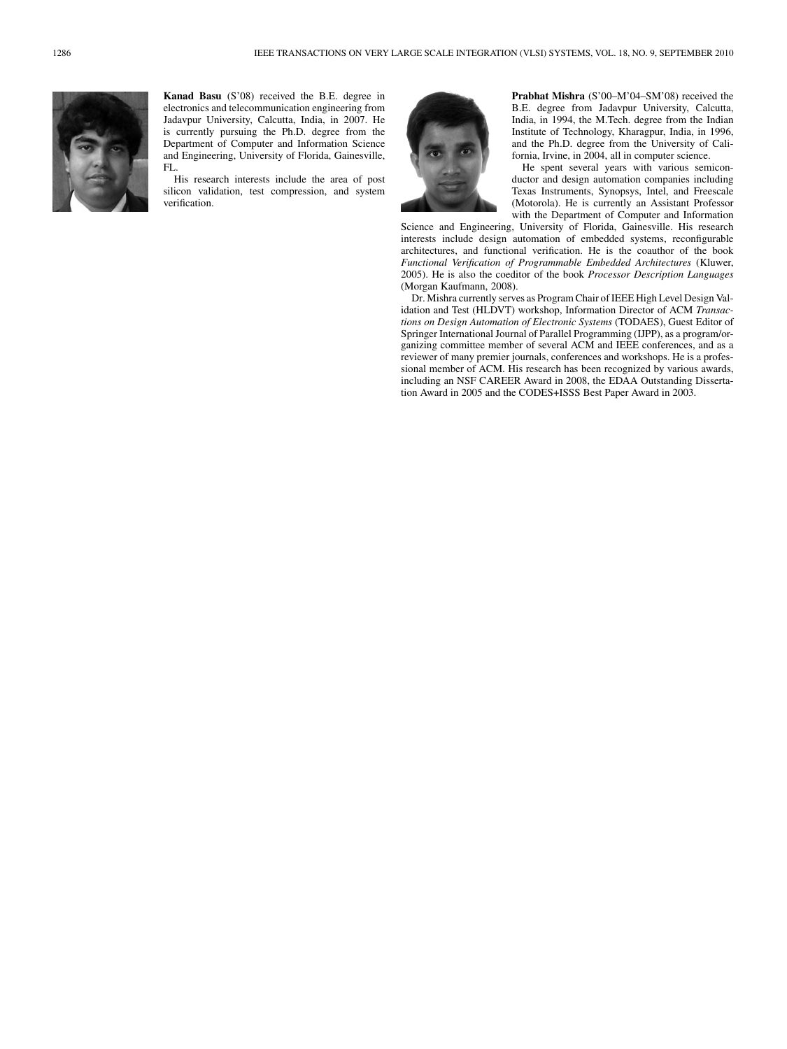**Kanad Basu** (S'08) received the B.E. degree in electronics and telecommunication engineering from Jadavpur University, Calcutta, India, in 2007. He is currently pursuing the Ph.D. degree from the Department of Computer and Information Science and Engineering, University of Florida, Gainesville, FL.

His research interests include the area of post silicon validation, test compression, and system verification.

**Prabhat Mishra** (S'00–M'04–SM'08) received the B.E. degree from Jadavpur University, Calcutta, India, in 1994, the M.Tech. degree from the Indian Institute of Technology, Kharagpur, India, in 1996, and the Ph.D. degree from the University of California, Irvine, in 2004, all in computer science.

He spent several years with various semiconductor and design automation companies including Texas Instruments, Synopsys, Intel, and Freescale (Motorola). He is currently an Assistant Professor with the Department of Computer and Information Science and Engineering, University of Florida, Gainesville. His research interests include design automation of embedded systems, reconfigurable architectures, and functional verification. He is the coauthor of the book *Functional Verification of Programmable Embedded Architectures* (Kluwer, 2005). He is also the coeditor of the book *Processor Description Languages* (Morgan Kaufmann, 2008).

Dr. Mishra currently serves as Program Chair of IEEE High Level Design Validation and Test (HLDVT) workshop, Information Director of ACM *Transactions on Design Automation of Electronic Systems* (TODAES), Guest Editor of Springer International Journal of Parallel Programming (IJPP), as a program/organizing committee member of several ACM and IEEE conferences, and as a reviewer of many premier journals, conferences and workshops. He is a professional member of ACM. His research has been recognized by various awards, including an NSF CAREER Award in 2008, the EDAA Outstanding Dissertation Award in 2005 and the CODES+ISSS Best Paper Award in 2003.